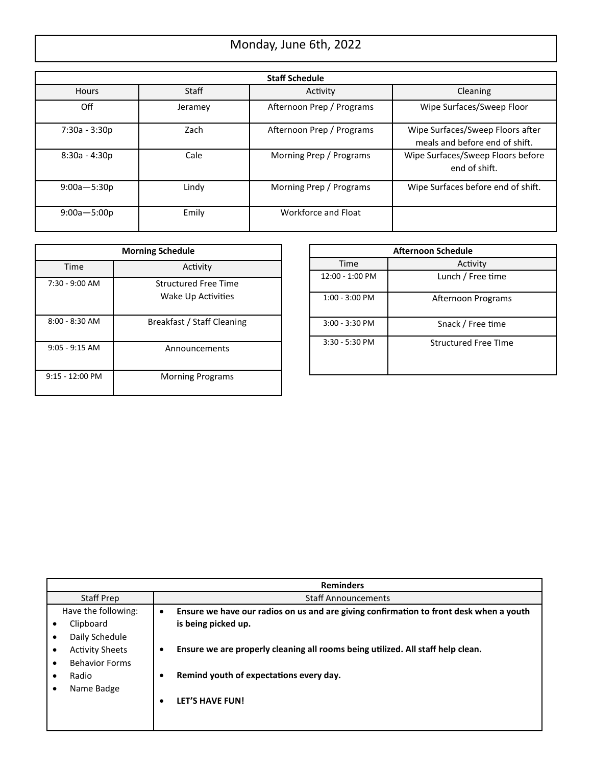# Monday, June 6th, 2022

| Staff Schedule | | | |
|---|---|---|---|
| Hours | Staff | Activity | Cleaning |
| Off | Jeramey | Afternoon Prep / Programs | Wipe Surfaces/Sweep Floor |
| 7:30a - 3:30p | Zach | Afternoon Prep / Programs | Wipe Surfaces/Sweep Floors after meals and before end of shift. |
| 8:30a - 4:30p | Cale | Morning Prep / Programs | Wipe Surfaces/Sweep Floors before end of shift. |
| 9:00a—5:30p | Lindy | Morning Prep / Programs | Wipe Surfaces before end of shift. |
| 9:00a—5:00p | Emily | Workforce and Float | |

| Morning Schedule | |
|---|---|
| Time | Activity |
| 7:30 - 9:00 AM | Structured Free Time<br>Wake Up Activities |
| 8:00 - 8:30 AM | Breakfast / Staff Cleaning |
| 9:05 - 9:15 AM | Announcements |
| 9:15 - 12:00 PM | Morning Programs |

| Afternoon Schedule | |
|---|---|
| Time | Activity |
| 12:00 - 1:00 PM | Lunch / Free time |
| 1:00 - 3:00 PM | Afternoon Programs |
| 3:00 - 3:30 PM | Snack / Free time |
| 3:30 - 5:30 PM | Structured Free TIme |

| Reminders | |
|---|---|
| Staff Prep | Staff Announcements |
| Have the following:<br>• Clipboard<br>• Daily Schedule<br>• Activity Sheets<br>• Behavior Forms<br>• Radio<br>• Name Badge | • **Ensure we have our radios on us and are giving confirmation to front desk when a youth is being picked up.**<br>• **Ensure we are properly cleaning all rooms being utilized. All staff help clean.**<br>• **Remind youth of expectations every day.**<br>• **LET'S HAVE FUN!** |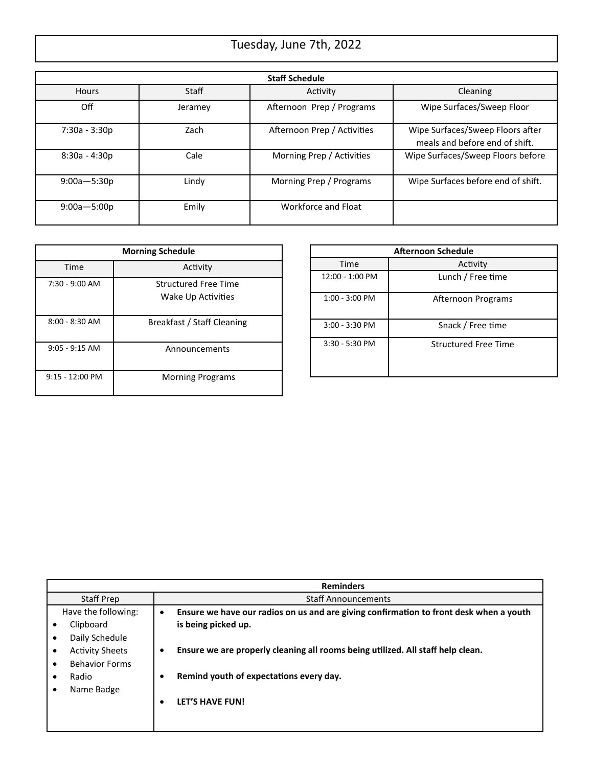# Tuesday, June 7th, 2022

**Staff Schedule**

| Hours | Staff | Activity | Cleaning |
|---|---|---|---|
| Off | Jeramey | Afternoon Prep / Programs | Wipe Surfaces/Sweep Floor |
| 7:30a - 3:30p | Zach | Afternoon Prep / Activities | Wipe Surfaces/Sweep Floors after meals and before end of shift. |
| 8:30a - 4:30p | Cale | Morning Prep / Activities | Wipe Surfaces/Sweep Floors before |
| 9:00a—5:30p | Lindy | Morning Prep / Programs | Wipe Surfaces before end of shift. |
| 9:00a—5:00p | Emily | Workforce and Float | |

**Morning Schedule**

| Time | Activity |
|---|---|
| 7:30 - 9:00 AM | Structured Free Time<br>Wake Up Activities |
| 8:00 - 8:30 AM | Breakfast / Staff Cleaning |
| 9:05 - 9:15 AM | Announcements |
| 9:15 - 12:00 PM | Morning Programs |

**Afternoon Schedule**

| Time | Activity |
|---|---|
| 12:00 - 1:00 PM | Lunch / Free time |
| 1:00 - 3:00 PM | Afternoon Programs |
| 3:00 - 3:30 PM | Snack / Free time |
| 3:30 - 5:30 PM | Structured Free Time |

**Reminders**

| Staff Prep | Staff Announcements |
|---|---|
| Have the following:<br>• Clipboard<br>• Daily Schedule<br>• Activity Sheets<br>• Behavior Forms<br>• Radio<br>• Name Badge | • **Ensure we have our radios on us and are giving confirmation to front desk when a youth is being picked up.**<br>• **Ensure we are properly cleaning all rooms being utilized. All staff help clean.**<br>• **Remind youth of expectations every day.**<br>• **LET'S HAVE FUN!** |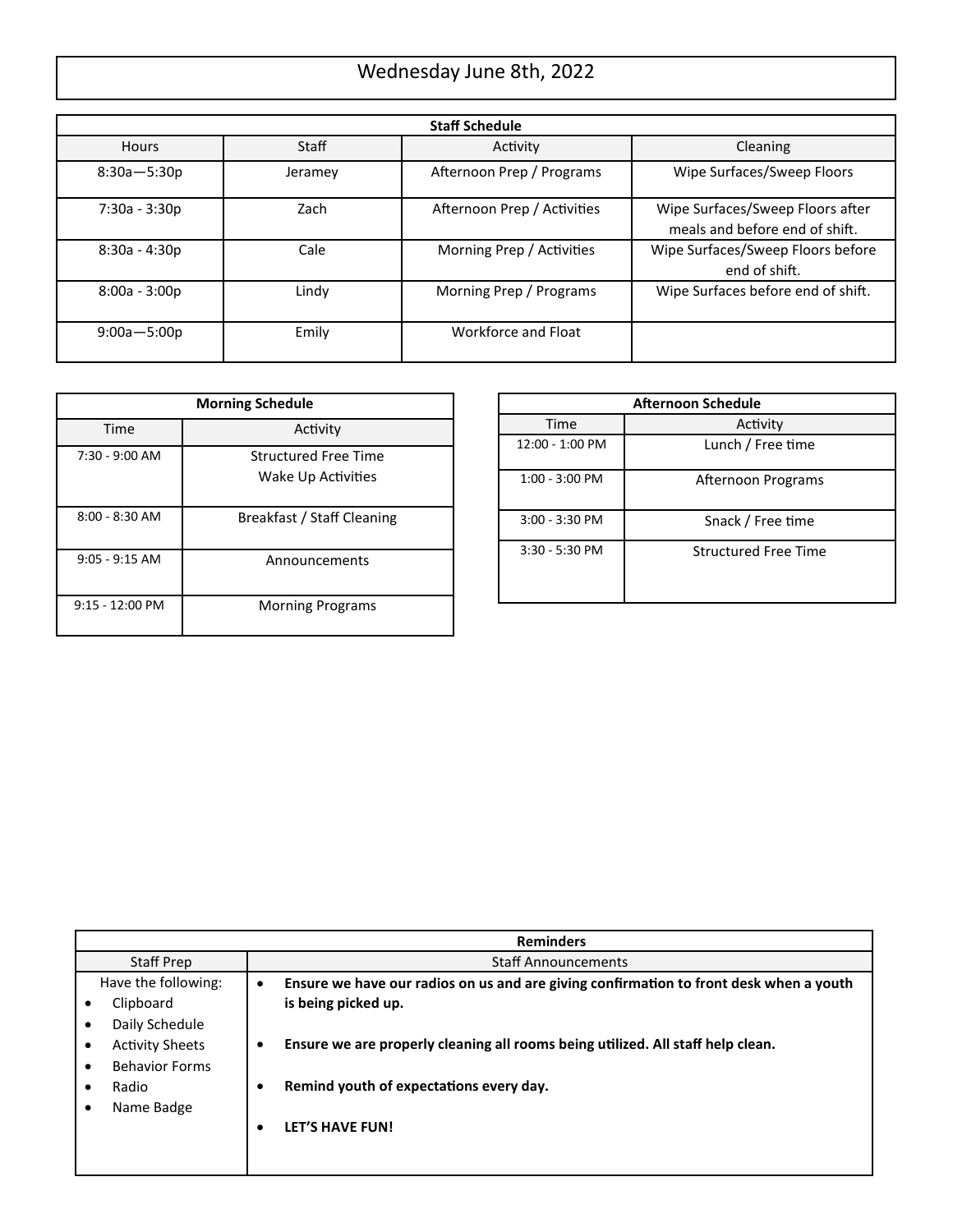# Wednesday June 8th, 2022

| Staff Schedule | | | |
|---|---|---|---|
| Hours | Staff | Activity | Cleaning |
| 8:30a—5:30p | Jeramey | Afternoon Prep / Programs | Wipe Surfaces/Sweep Floors |
| 7:30a - 3:30p | Zach | Afternoon Prep / Activities | Wipe Surfaces/Sweep Floors after meals and before end of shift. |
| 8:30a - 4:30p | Cale | Morning Prep / Activities | Wipe Surfaces/Sweep Floors before end of shift. |
| 8:00a - 3:00p | Lindy | Morning Prep / Programs | Wipe Surfaces before end of shift. |
| 9:00a—5:00p | Emily | Workforce and Float | |

| Morning Schedule | |
|---|---|
| Time | Activity |
| 7:30 - 9:00 AM | Structured Free Time<br>Wake Up Activities |
| 8:00 - 8:30 AM | Breakfast / Staff Cleaning |
| 9:05 - 9:15 AM | Announcements |
| 9:15 - 12:00 PM | Morning Programs |

| Afternoon Schedule | |
|---|---|
| Time | Activity |
| 12:00 - 1:00 PM | Lunch / Free time |
| 1:00 - 3:00 PM | Afternoon Programs |
| 3:00 - 3:30 PM | Snack / Free time |
| 3:30 - 5:30 PM | Structured Free Time |

| Reminders | |
|---|---|
| Staff Prep | Staff Announcements |
| Have the following:<br>• Clipboard<br>• Daily Schedule<br>• Activity Sheets<br>• Behavior Forms<br>• Radio<br>• Name Badge | • **Ensure we have our radios on us and are giving confirmation to front desk when a youth is being picked up.**<br>• **Ensure we are properly cleaning all rooms being utilized. All staff help clean.**<br>• **Remind youth of expectations every day.**<br>• **LET'S HAVE FUN!** |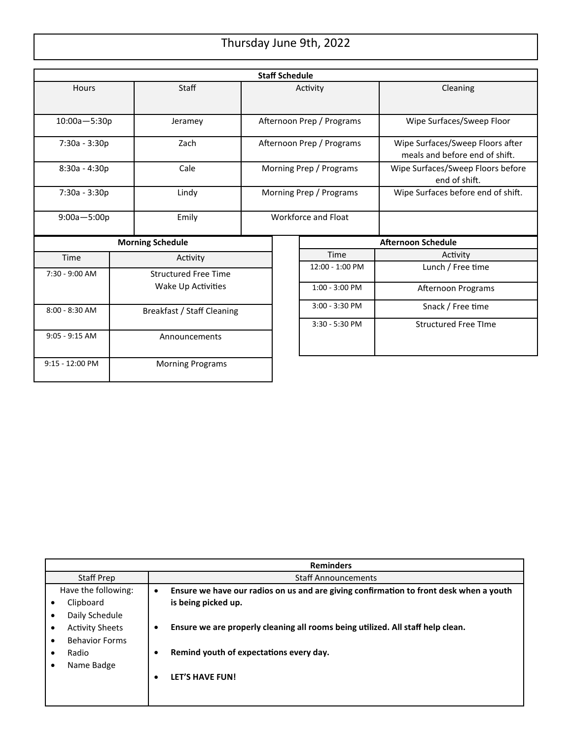# Thursday June 9th, 2022

**Staff Schedule**

| Hours | Staff | Activity | Cleaning |
|---|---|---|---|
| 10:00a—5:30p | Jeramey | Afternoon Prep / Programs | Wipe Surfaces/Sweep Floor |
| 7:30a - 3:30p | Zach | Afternoon Prep / Programs | Wipe Surfaces/Sweep Floors after meals and before end of shift. |
| 8:30a - 4:30p | Cale | Morning Prep / Programs | Wipe Surfaces/Sweep Floors before end of shift. |
| 7:30a - 3:30p | Lindy | Morning Prep / Programs | Wipe Surfaces before end of shift. |
| 9:00a—5:00p | Emily | Workforce and Float | |

**Morning Schedule**

| Time | Activity |
|---|---|
| 7:30 - 9:00 AM | Structured Free Time<br>Wake Up Activities |
| 8:00 - 8:30 AM | Breakfast / Staff Cleaning |
| 9:05 - 9:15 AM | Announcements |
| 9:15 - 12:00 PM | Morning Programs |

**Afternoon Schedule**

| Time | Activity |
|---|---|
| 12:00 - 1:00 PM | Lunch / Free time |
| 1:00 - 3:00 PM | Afternoon Programs |
| 3:00 - 3:30 PM | Snack / Free time |
| 3:30 - 5:30 PM | Structured Free TIme |

**Reminders**

| Staff Prep | Staff Announcements |
|---|---|
| Have the following:<br>• Clipboard<br>• Daily Schedule<br>• Activity Sheets<br>• Behavior Forms<br>• Radio<br>• Name Badge | • **Ensure we have our radios on us and are giving confirmation to front desk when a youth is being picked up.**<br>• **Ensure we are properly cleaning all rooms being utilized. All staff help clean.**<br>• **Remind youth of expectations every day.**<br>• **LET'S HAVE FUN!** |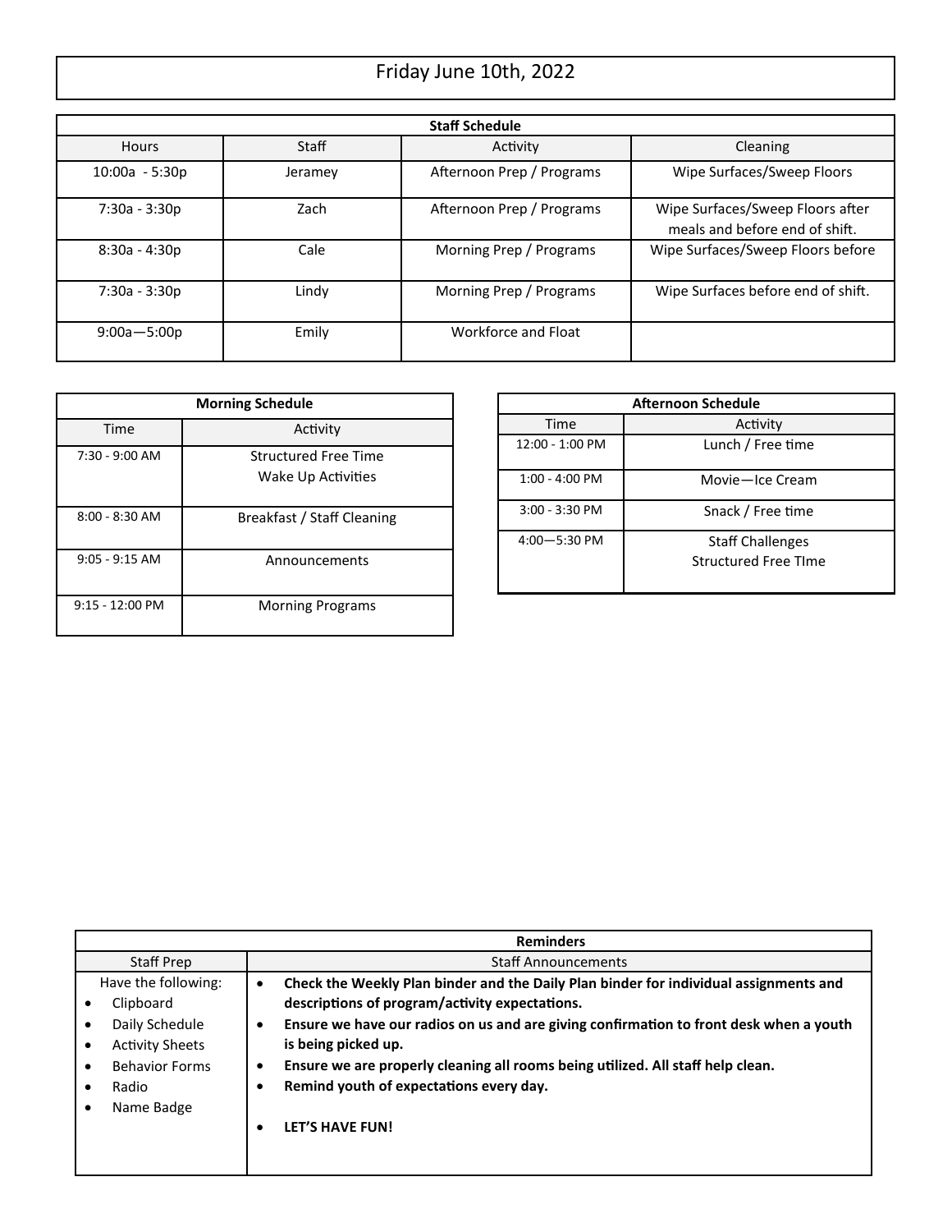# Friday June 10th, 2022

| Staff Schedule | | | |
|---|---|---|---|
| Hours | Staff | Activity | Cleaning |
| 10:00a - 5:30p | Jeramey | Afternoon Prep / Programs | Wipe Surfaces/Sweep Floors |
| 7:30a - 3:30p | Zach | Afternoon Prep / Programs | Wipe Surfaces/Sweep Floors after meals and before end of shift. |
| 8:30a - 4:30p | Cale | Morning Prep / Programs | Wipe Surfaces/Sweep Floors before |
| 7:30a - 3:30p | Lindy | Morning Prep / Programs | Wipe Surfaces before end of shift. |
| 9:00a—5:00p | Emily | Workforce and Float | |

| Morning Schedule | |
|---|---|
| Time | Activity |
| 7:30 - 9:00 AM | Structured Free Time<br>Wake Up Activities |
| 8:00 - 8:30 AM | Breakfast / Staff Cleaning |
| 9:05 - 9:15 AM | Announcements |
| 9:15 - 12:00 PM | Morning Programs |

| Afternoon Schedule | |
|---|---|
| Time | Activity |
| 12:00 - 1:00 PM | Lunch / Free time |
| 1:00 - 4:00 PM | Movie—Ice Cream |
| 3:00 - 3:30 PM | Snack / Free time |
| 4:00—5:30 PM | Staff Challenges<br>Structured Free TIme |

| Reminders | |
|---|---|
| Staff Prep | Staff Announcements |
| Have the following:<br>• Clipboard<br>• Daily Schedule<br>• Activity Sheets<br>• Behavior Forms<br>• Radio<br>• Name Badge | • **Check the Weekly Plan binder and the Daily Plan binder for individual assignments and descriptions of program/activity expectations.**<br>• **Ensure we have our radios on us and are giving confirmation to front desk when a youth is being picked up.**<br>• **Ensure we are properly cleaning all rooms being utilized. All staff help clean.**<br>• **Remind youth of expectations every day.**<br>• **LET'S HAVE FUN!** |